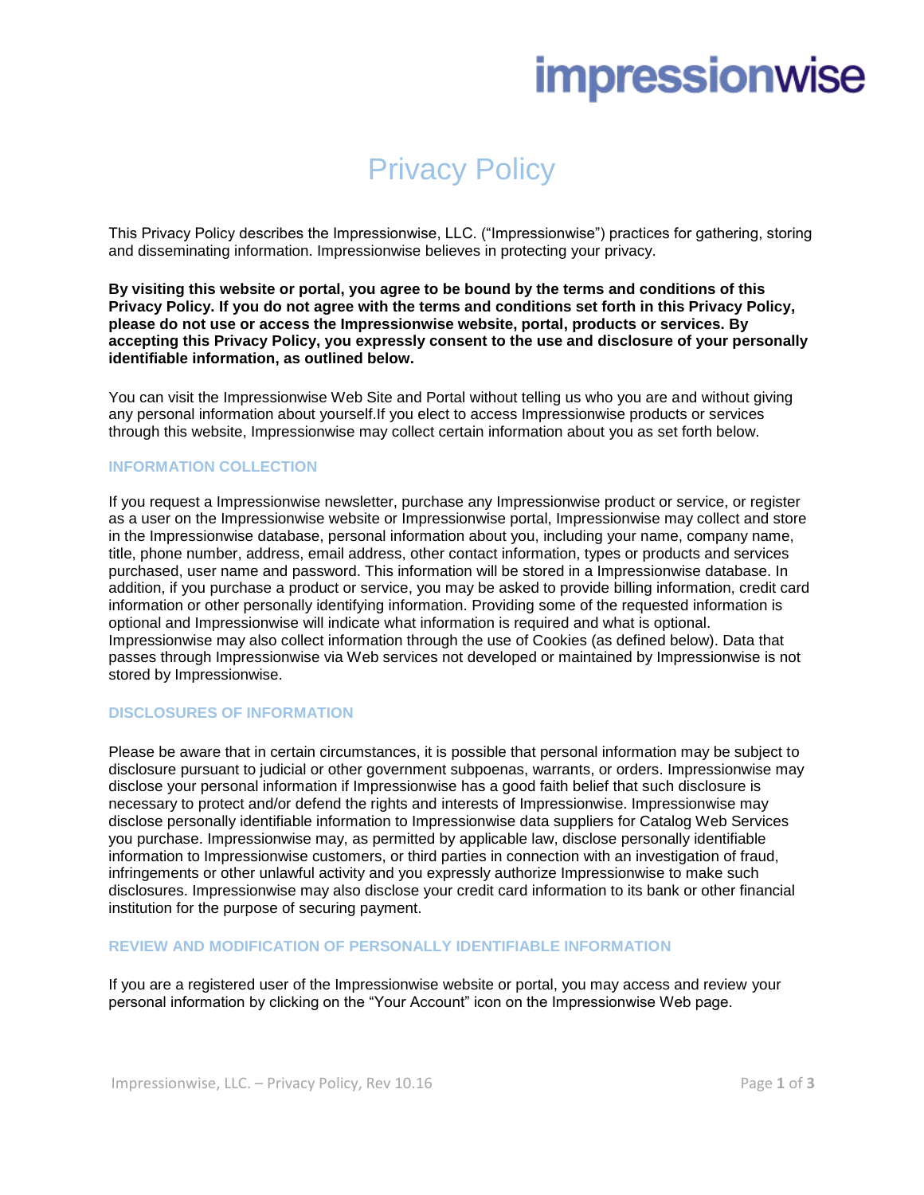# impressionwise

# Privacy Policy

This Privacy Policy describes the Impressionwise, LLC. ("Impressionwise") practices for gathering, storing and disseminating information. Impressionwise believes in protecting your privacy.

**By visiting this website or portal, you agree to be bound by the terms and conditions of this Privacy Policy. If you do not agree with the terms and conditions set forth in this Privacy Policy, please do not use or access the Impressionwise website, portal, products or services. By accepting this Privacy Policy, you expressly consent to the use and disclosure of your personally identifiable information, as outlined below.**

You can visit the Impressionwise Web Site and Portal without telling us who you are and without giving any personal information about yourself.If you elect to access Impressionwise products or services through this website, Impressionwise may collect certain information about you as set forth below.

## INFORMATION COLLECTION

If you request a Impressionwise newsletter, purchase any Impressionwise product or service, or register as a user on the Impressionwise website or Impressionwise portal, Impressionwise may collect and store in the Impressionwise database, personal information about you, including your name, company name, title, phone number, address, email address, other contact information, types or products and services purchased, user name and password. This information will be stored in a Impressionwise database. In addition, if you purchase a product or service, you may be asked to provide billing information, credit card information or other personally identifying information. Providing some of the requested information is optional and Impressionwise will indicate what information is required and what is optional. Impressionwise may also collect information through the use of Cookies (as defined below). Data that passes through Impressionwise via Web services not developed or maintained by Impressionwise is not stored by Impressionwise.

## DISCLOSURES OF INFORMATION

Please be aware that in certain circumstances, it is possible that personal information may be subject to disclosure pursuant to judicial or other government subpoenas, warrants, or orders. Impressionwise may disclose your personal information if Impressionwise has a good faith belief that such disclosure is necessary to protect and/or defend the rights and interests of Impressionwise. Impressionwise may disclose personally identifiable information to Impressionwise data suppliers for Catalog Web Services you purchase. Impressionwise may, as permitted by applicable law, disclose personally identifiable information to Impressionwise customers, or third parties in connection with an investigation of fraud, infringements or other unlawful activity and you expressly authorize Impressionwise to make such disclosures. Impressionwise may also disclose your credit card information to its bank or other financial institution for the purpose of securing payment.

## REVIEW AND MODIFICATION OF PERSONALLY IDENTIFIABLE INFORMATION

If you are a registered user of the Impressionwise website or portal, you may access and review your personal information by clicking on the "Your Account" icon on the Impressionwise Web page.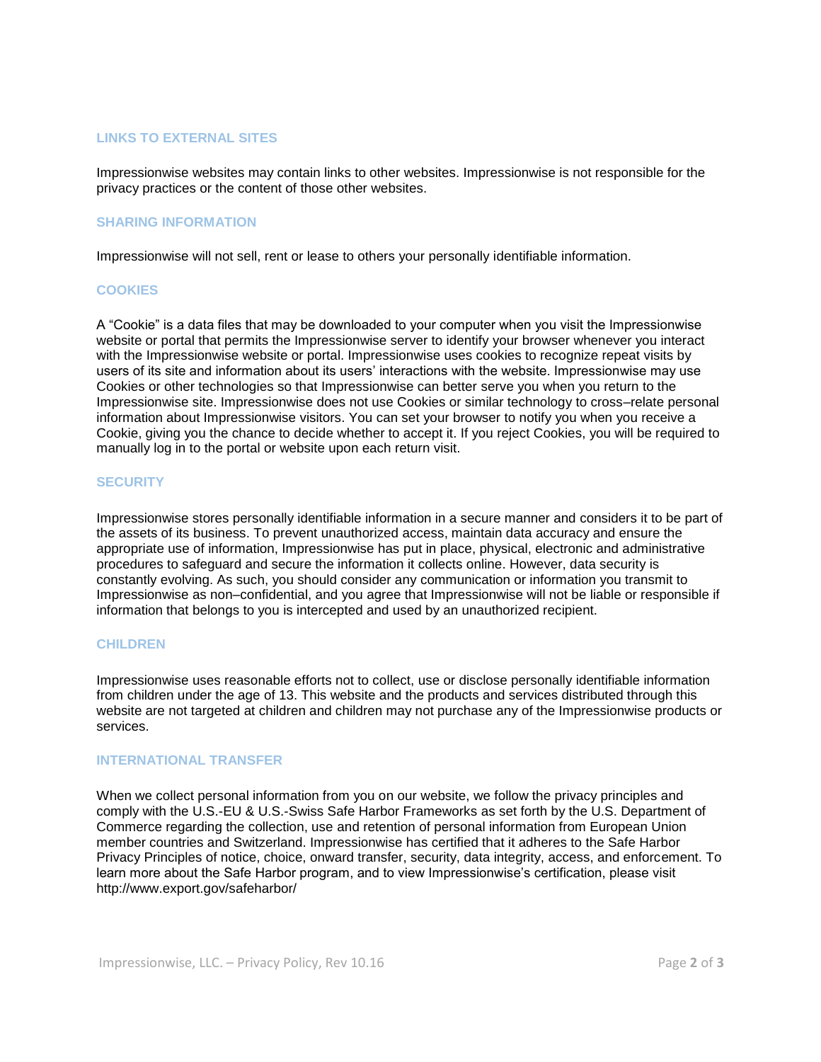## LINKS TO EXTERNAL SITES

Impressionwise websites may contain links to other websites. Impressionwise is not responsible for the privacy practices or the content of those other websites.

## SHARING INFORMATION

Impressionwise will not sell, rent or lease to others your personally identifiable information.

## COOKIES

A “Cookie” is a data files that may be downloaded to your computer when you visit the Impressionwise website or portal that permits the Impressionwise server to identify your browser whenever you interact with the Impressionwise website or portal. Impressionwise uses cookies to recognize repeat visits by users of its site and information about its users’ interactions with the website. Impressionwise may use Cookies or other technologies so that Impressionwise can better serve you when you return to the Impressionwise site. Impressionwise does not use Cookies or similar technology to cross–relate personal information about Impressionwise visitors. You can set your browser to notify you when you receive a Cookie, giving you the chance to decide whether to accept it. If you reject Cookies, you will be required to manually log in to the portal or website upon each return visit.

## SECURITY

Impressionwise stores personally identifiable information in a secure manner and considers it to be part of the assets of its business. To prevent unauthorized access, maintain data accuracy and ensure the appropriate use of information, Impressionwise has put in place, physical, electronic and administrative procedures to safeguard and secure the information it collects online. However, data security is constantly evolving. As such, you should consider any communication or information you transmit to Impressionwise as non–confidential, and you agree that Impressionwise will not be liable or responsible if information that belongs to you is intercepted and used by an unauthorized recipient.

## CHILDREN

Impressionwise uses reasonable efforts not to collect, use or disclose personally identifiable information from children under the age of 13. This website and the products and services distributed through this website are not targeted at children and children may not purchase any of the Impressionwise products or services.

## INTERNATIONAL TRANSFER

When we collect personal information from you on our website, we follow the privacy principles and comply with the U.S.-EU & U.S.-Swiss Safe Harbor Frameworks as set forth by the U.S. Department of Commerce regarding the collection, use and retention of personal information from European Union member countries and Switzerland. Impressionwise has certified that it adheres to the Safe Harbor Privacy Principles of notice, choice, onward transfer, security, data integrity, access, and enforcement. To learn more about the Safe Harbor program, and to view Impressionwise’s certification, please visit http://www.export.gov/safeharbor/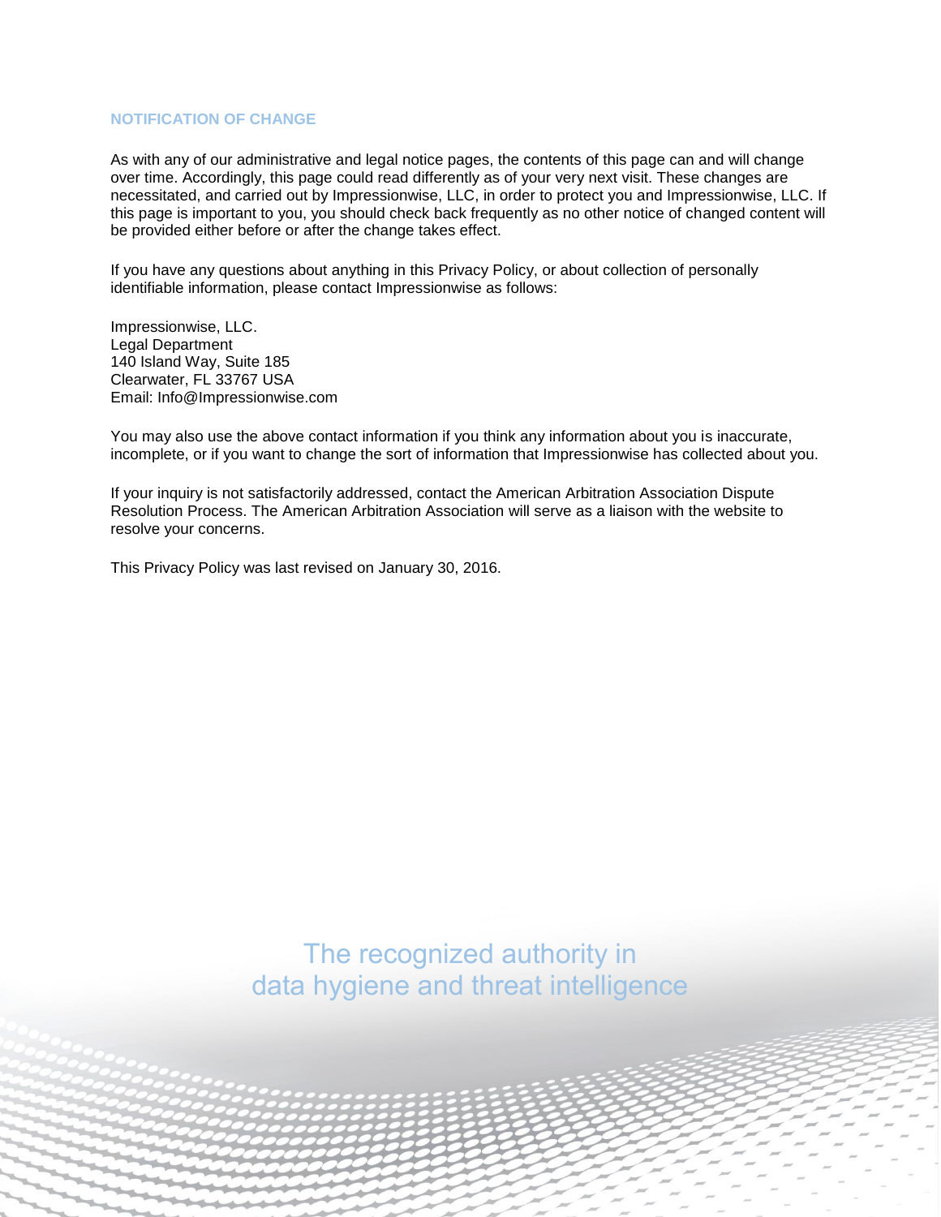## NOTIFICATION OF CHANGE

As with any of our administrative and legal notice pages, the contents of this page can and will change over time. Accordingly, this page could read differently as of your very next visit. These changes are necessitated, and carried out by Impressionwise, LLC, in order to protect you and Impressionwise, LLC. If this page is important to you, you should check back frequently as no other notice of changed content will be provided either before or after the change takes effect.

If you have any questions about anything in this Privacy Policy, or about collection of personally identifiable information, please contact Impressionwise as follows:

Impressionwise, LLC.
Legal Department
140 Island Way, Suite 185
Clearwater, FL 33767 USA
Email: Info@Impressionwise.com

You may also use the above contact information if you think any information about you is inaccurate, incomplete, or if you want to change the sort of information that Impressionwise has collected about you.

If your inquiry is not satisfactorily addressed, contact the American Arbitration Association Dispute Resolution Process. The American Arbitration Association will serve as a liaison with the website to resolve your concerns.

This Privacy Policy was last revised on January 30, 2016.

The recognized authority in
data hygiene and threat intelligence